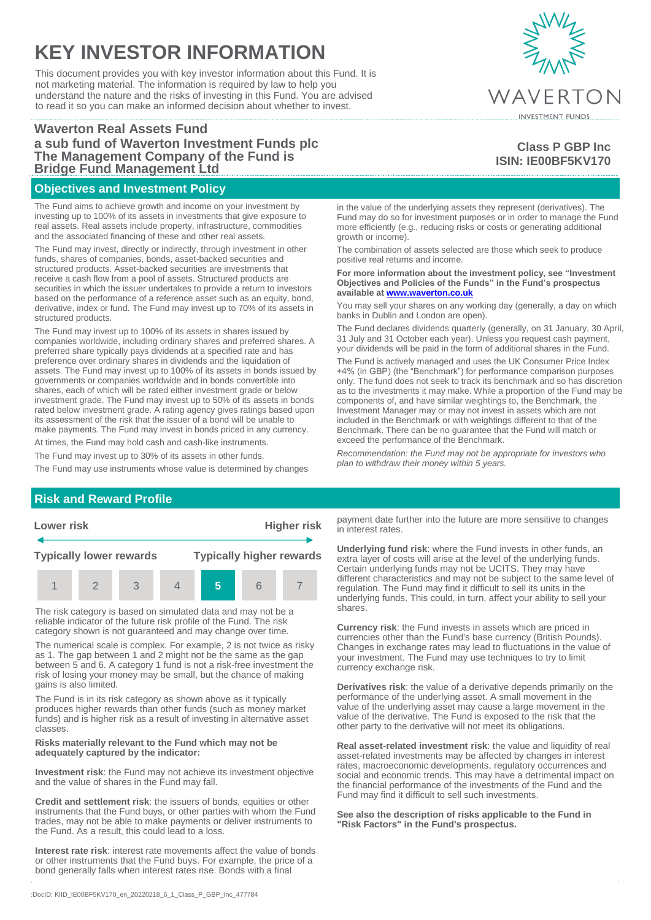# KEY INVESTOR INFORMATION

This document provides you with key investor information about this Fund. It is not marketing material. The information is required by law to help you understand the nature and the risks of investing in this Fund. You are advised to read it so you can make an informed decision about whether to invest.

WAVERTON INVESTMENT FUNDS

### Waverton Real Assets Fund
### a sub fund of Waverton Investment Funds plc
### The Management Company of the Fund is Bridge Fund Management Ltd

**Class P GBP Inc**
**ISIN: IE00BF5KV170**

## Objectives and Investment Policy

The Fund aims to achieve growth and income on your investment by investing up to 100% of its assets in investments that give exposure to real assets. Real assets include property, infrastructure, commodities and the associated financing of these and other real assets.

The Fund may invest, directly or indirectly, through investment in other funds, shares of companies, bonds, asset-backed securities and structured products. Asset-backed securities are investments that receive a cash flow from a pool of assets. Structured products are securities in which the issuer undertakes to provide a return to investors based on the performance of a reference asset such as an equity, bond, derivative, index or fund. The Fund may invest up to 70% of its assets in structured products.

The Fund may invest up to 100% of its assets in shares issued by companies worldwide, including ordinary shares and preferred shares. A preferred share typically pays dividends at a specified rate and has preference over ordinary shares in dividends and the liquidation of assets. The Fund may invest up to 100% of its assets in bonds issued by governments or companies worldwide and in bonds convertible into shares, each of which will be rated either investment grade or below investment grade. The Fund may invest up to 50% of its assets in bonds rated below investment grade. A rating agency gives ratings based upon its assessment of the risk that the issuer of a bond will be unable to make payments. The Fund may invest in bonds priced in any currency.

At times, the Fund may hold cash and cash-like instruments.

The Fund may invest up to 30% of its assets in other funds.

The Fund may use instruments whose value is determined by changes in the value of the underlying assets they represent (derivatives). The Fund may do so for investment purposes or in order to manage the Fund more efficiently (e.g., reducing risks or costs or generating additional growth or income).

The combination of assets selected are those which seek to produce positive real returns and income.

**For more information about the investment policy, see "Investment Objectives and Policies of the Funds" in the Fund's prospectus available at www.waverton.co.uk**

You may sell your shares on any working day (generally, a day on which banks in Dublin and London are open).

The Fund declares dividends quarterly (generally, on 31 January, 30 April, 31 July and 31 October each year). Unless you request cash payment, your dividends will be paid in the form of additional shares in the Fund.

The Fund is actively managed and uses the UK Consumer Price Index +4% (in GBP) (the "Benchmark") for performance comparison purposes only. The fund does not seek to track its benchmark and so has discretion as to the investments it may make. While a proportion of the Fund may be components of, and have similar weightings to, the Benchmark, the Investment Manager may or may not invest in assets which are not included in the Benchmark or with weightings different to that of the Benchmark. There can be no guarantee that the Fund will match or exceed the performance of the Benchmark.

*Recommendation: the Fund may not be appropriate for investors who plan to withdraw their money within 5 years.*

## Risk and Reward Profile

**Lower risk** — **Higher risk**

**Typically lower rewards** — **Typically higher rewards**

| 1 | 2 | 3 | 4 | **5** | 6 | 7 |
|---|---|---|---|---|---|---|

The risk category is based on simulated data and may not be a reliable indicator of the future risk profile of the Fund. The risk category shown is not guaranteed and may change over time.

The numerical scale is complex. For example, 2 is not twice as risky as 1. The gap between 1 and 2 might not be the same as the gap between 5 and 6. A category 1 fund is not a risk-free investment the risk of losing your money may be small, but the chance of making gains is also limited.

The Fund is in its risk category as shown above as it typically produces higher rewards than other funds (such as money market funds) and is higher risk as a result of investing in alternative asset classes.

**Risks materially relevant to the Fund which may not be adequately captured by the indicator:**

**Investment risk**: the Fund may not achieve its investment objective and the value of shares in the Fund may fall.

**Credit and settlement risk**: the issuers of bonds, equities or other instruments that the Fund buys, or other parties with whom the Fund trades, may not be able to make payments or deliver instruments to the Fund. As a result, this could lead to a loss.

**Interest rate risk**: interest rate movements affect the value of bonds or other instruments that the Fund buys. For example, the price of a bond generally falls when interest rates rise. Bonds with a final payment date further into the future are more sensitive to changes in interest rates.

**Underlying fund risk**: where the Fund invests in other funds, an extra layer of costs will arise at the level of the underlying funds. Certain underlying funds may not be UCITS. They may have different characteristics and may not be subject to the same level of regulation. The Fund may find it difficult to sell its units in the underlying funds. This could, in turn, affect your ability to sell your shares.

**Currency risk**: the Fund invests in assets which are priced in currencies other than the Fund's base currency (British Pounds). Changes in exchange rates may lead to fluctuations in the value of your investment. The Fund may use techniques to try to limit currency exchange risk.

**Derivatives risk**: the value of a derivative depends primarily on the performance of the underlying asset. A small movement in the value of the underlying asset may cause a large movement in the value of the derivative. The Fund is exposed to the risk that the other party to the derivative will not meet its obligations.

**Real asset-related investment risk**: the value and liquidity of real asset-related investments may be affected by changes in interest rates, macroeconomic developments, regulatory occurrences and social and economic trends. This may have a detrimental impact on the financial performance of the investments of the Fund and the Fund may find it difficult to sell such investments.

**See also the description of risks applicable to the Fund in "Risk Factors" in the Fund's prospectus.**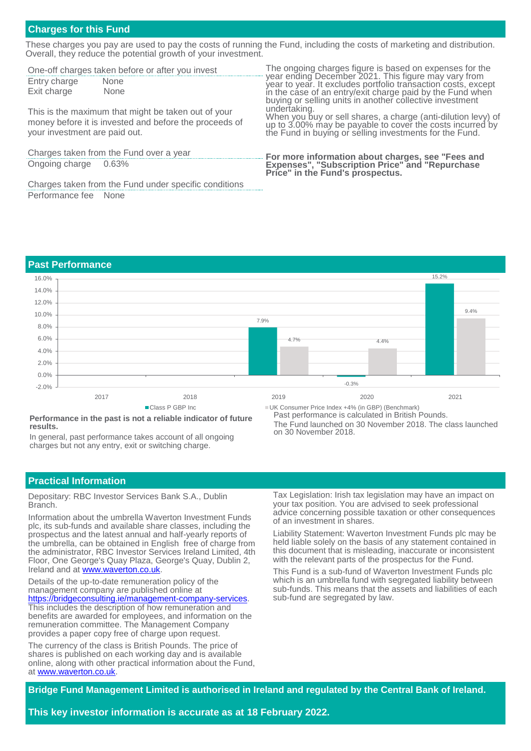## Charges for this Fund

These charges you pay are used to pay the costs of running the Fund, including the costs of marketing and distribution. Overall, they reduce the potential growth of your investment.

One-off charges taken before or after you invest

| | |
|---|---|
| Entry charge | None |
| Exit charge | None |

This is the maximum that might be taken out of your money before it is invested and before the proceeds of your investment are paid out.

Charges taken from the Fund over a year

| | |
|---|---|
| Ongoing charge | 0.63% |

Charges taken from the Fund under specific conditions

| | |
|---|---|
| Performance fee | None |

The ongoing charges figure is based on expenses for the year ending December 2021. This figure may vary from year to year. It excludes portfolio transaction costs, except in the case of an entry/exit charge paid by the Fund when buying or selling units in another collective investment undertaking.

When you buy or sell shares, a charge (anti-dilution levy) of up to 3.00% may be payable to cover the costs incurred by the Fund in buying or selling investments for the Fund.

**For more information about charges, see "Fees and Expenses", "Subscription Price" and "Repurchase Price" in the Fund's prospectus.**

## Past Performance

16.0%
14.0%
12.0%
10.0%
8.0%
6.0%
4.0%
2.0%
0.0%
-2.0%

2017
2018
2019: 7.9%, 4.7%
2020: -0.3%, 4.4%
2021: 15.2%, 9.4%

Class P GBP Inc
UK Consumer Price Index +4% (in GBP) (Benchmark)

**Performance in the past is not a reliable indicator of future results.**

In general, past performance takes account of all ongoing charges but not any entry, exit or switching charge.

Past performance is calculated in British Pounds.

The Fund launched on 30 November 2018. The class launched on 30 November 2018.

## Practical Information

Depositary: RBC Investor Services Bank S.A., Dublin Branch.

Information about the umbrella Waverton Investment Funds plc, its sub-funds and available share classes, including the prospectus and the latest annual and half-yearly reports of the umbrella, can be obtained in English free of charge from the administrator, RBC Investor Services Ireland Limited, 4th Floor, One George's Quay Plaza, George's Quay, Dublin 2, Ireland and at [www.waverton.co.uk](www.waverton.co.uk).

Details of the up-to-date remuneration policy of the management company are published online at [https://bridgeconsulting.ie/management-company-services](https://bridgeconsulting.ie/management-company-services). This includes the description of how remuneration and benefits are awarded for employees, and information on the remuneration committee. The Management Company provides a paper copy free of charge upon request.

The currency of the class is British Pounds. The price of shares is published on each working day and is available online, along with other practical information about the Fund, at [www.waverton.co.uk](www.waverton.co.uk).

Tax Legislation: Irish tax legislation may have an impact on your tax position. You are advised to seek professional advice concerning possible taxation or other consequences of an investment in shares.

Liability Statement: Waverton Investment Funds plc may be held liable solely on the basis of any statement contained in this document that is misleading, inaccurate or inconsistent with the relevant parts of the prospectus for the Fund.

This Fund is a sub-fund of Waverton Investment Funds plc which is an umbrella fund with segregated liability between sub-funds. This means that the assets and liabilities of each sub-fund are segregated by law.

**Bridge Fund Management Limited is authorised in Ireland and regulated by the Central Bank of Ireland.**

**This key investor information is accurate as at 18 February 2022.**